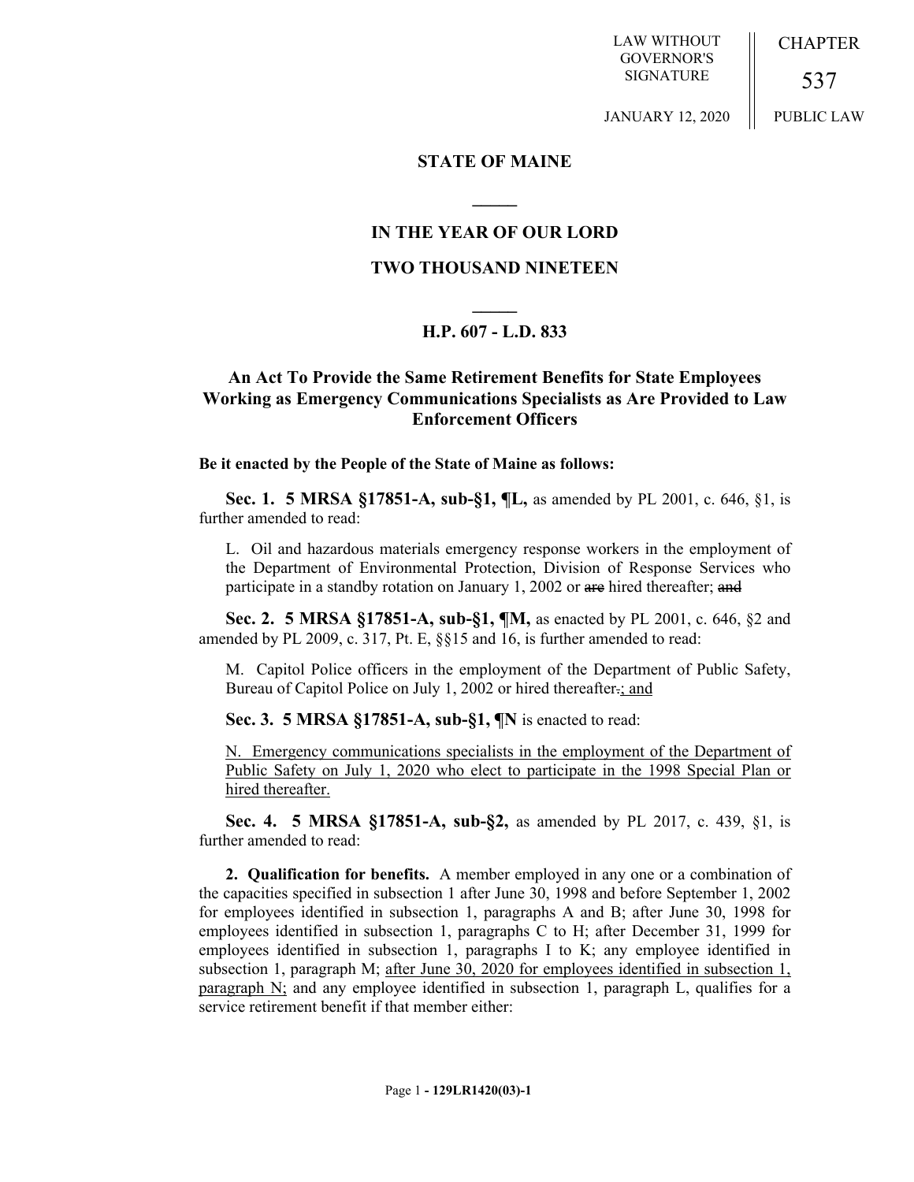LAW WITHOUT GOVERNOR'S SIGNATURE

JANUARY 12, 2020

CHAPTER

537

PUBLIC LAW

# STATE OF MAINE

## IN THE YEAR OF OUR LORD

## TWO THOUSAND NINETEEN

## H.P. 607 - L.D. 833

## An Act To Provide the Same Retirement Benefits for State Employees Working as Emergency Communications Specialists as Are Provided to Law Enforcement Officers

**Be it enacted by the People of the State of Maine as follows:**

**Sec. 1. 5 MRSA §17851-A, sub-§1, ¶L,** as amended by PL 2001, c. 646, §1, is further amended to read:

L. Oil and hazardous materials emergency response workers in the employment of the Department of Environmental Protection, Division of Response Services who participate in a standby rotation on January 1, 2002 or ~~are~~ hired thereafter; ~~and~~

**Sec. 2. 5 MRSA §17851-A, sub-§1, ¶M,** as enacted by PL 2001, c. 646, §2 and amended by PL 2009, c. 317, Pt. E, §§15 and 16, is further amended to read:

M. Capitol Police officers in the employment of the Department of Public Safety, Bureau of Capitol Police on July 1, 2002 or hired thereafter~~.~~; and

**Sec. 3. 5 MRSA §17851-A, sub-§1, ¶N** is enacted to read:

N. Emergency communications specialists in the employment of the Department of Public Safety on July 1, 2020 who elect to participate in the 1998 Special Plan or hired thereafter.

**Sec. 4. 5 MRSA §17851-A, sub-§2,** as amended by PL 2017, c. 439, §1, is further amended to read:

**2. Qualification for benefits.** A member employed in any one or a combination of the capacities specified in subsection 1 after June 30, 1998 and before September 1, 2002 for employees identified in subsection 1, paragraphs A and B; after June 30, 1998 for employees identified in subsection 1, paragraphs C to H; after December 31, 1999 for employees identified in subsection 1, paragraphs I to K; any employee identified in subsection 1, paragraph M; after June 30, 2020 for employees identified in subsection 1, paragraph N; and any employee identified in subsection 1, paragraph L, qualifies for a service retirement benefit if that member either: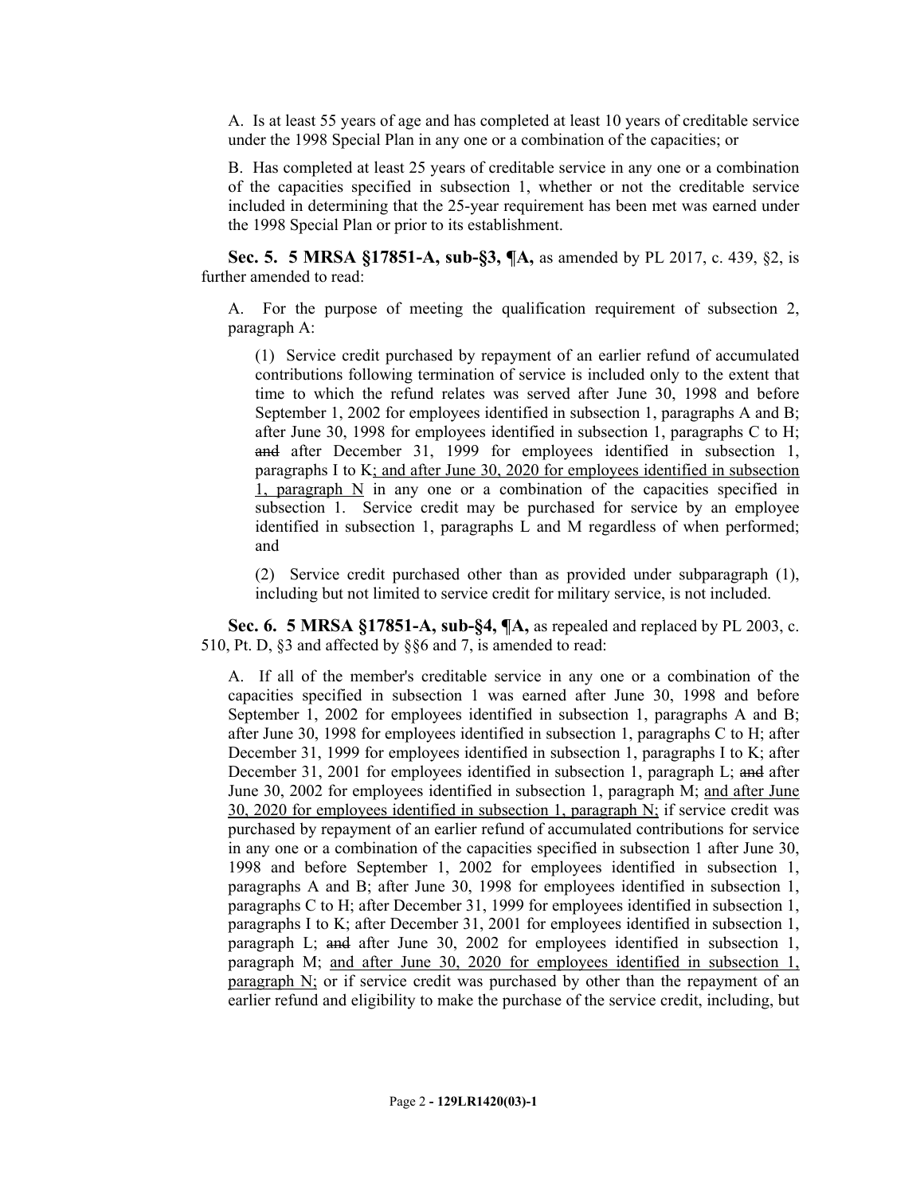A. Is at least 55 years of age and has completed at least 10 years of creditable service under the 1998 Special Plan in any one or a combination of the capacities; or

B. Has completed at least 25 years of creditable service in any one or a combination of the capacities specified in subsection 1, whether or not the creditable service included in determining that the 25-year requirement has been met was earned under the 1998 Special Plan or prior to its establishment.

**Sec. 5. 5 MRSA §17851-A, sub-§3, ¶A,** as amended by PL 2017, c. 439, §2, is further amended to read:

A. For the purpose of meeting the qualification requirement of subsection 2, paragraph A:

(1) Service credit purchased by repayment of an earlier refund of accumulated contributions following termination of service is included only to the extent that time to which the refund relates was served after June 30, 1998 and before September 1, 2002 for employees identified in subsection 1, paragraphs A and B; after June 30, 1998 for employees identified in subsection 1, paragraphs C to H; ~~and~~ after December 31, 1999 for employees identified in subsection 1, paragraphs I to K; and after June 30, 2020 for employees identified in subsection 1, paragraph N in any one or a combination of the capacities specified in subsection 1. Service credit may be purchased for service by an employee identified in subsection 1, paragraphs L and M regardless of when performed; and

(2) Service credit purchased other than as provided under subparagraph (1), including but not limited to service credit for military service, is not included.

**Sec. 6. 5 MRSA §17851-A, sub-§4, ¶A,** as repealed and replaced by PL 2003, c. 510, Pt. D, §3 and affected by §§6 and 7, is amended to read:

A. If all of the member's creditable service in any one or a combination of the capacities specified in subsection 1 was earned after June 30, 1998 and before September 1, 2002 for employees identified in subsection 1, paragraphs A and B; after June 30, 1998 for employees identified in subsection 1, paragraphs C to H; after December 31, 1999 for employees identified in subsection 1, paragraphs I to K; after December 31, 2001 for employees identified in subsection 1, paragraph L; ~~and~~ after June 30, 2002 for employees identified in subsection 1, paragraph M; and after June 30, 2020 for employees identified in subsection 1, paragraph N; if service credit was purchased by repayment of an earlier refund of accumulated contributions for service in any one or a combination of the capacities specified in subsection 1 after June 30, 1998 and before September 1, 2002 for employees identified in subsection 1, paragraphs A and B; after June 30, 1998 for employees identified in subsection 1, paragraphs C to H; after December 31, 1999 for employees identified in subsection 1, paragraphs I to K; after December 31, 2001 for employees identified in subsection 1, paragraph L; ~~and~~ after June 30, 2002 for employees identified in subsection 1, paragraph M; and after June 30, 2020 for employees identified in subsection 1, paragraph N; or if service credit was purchased by other than the repayment of an earlier refund and eligibility to make the purchase of the service credit, including, but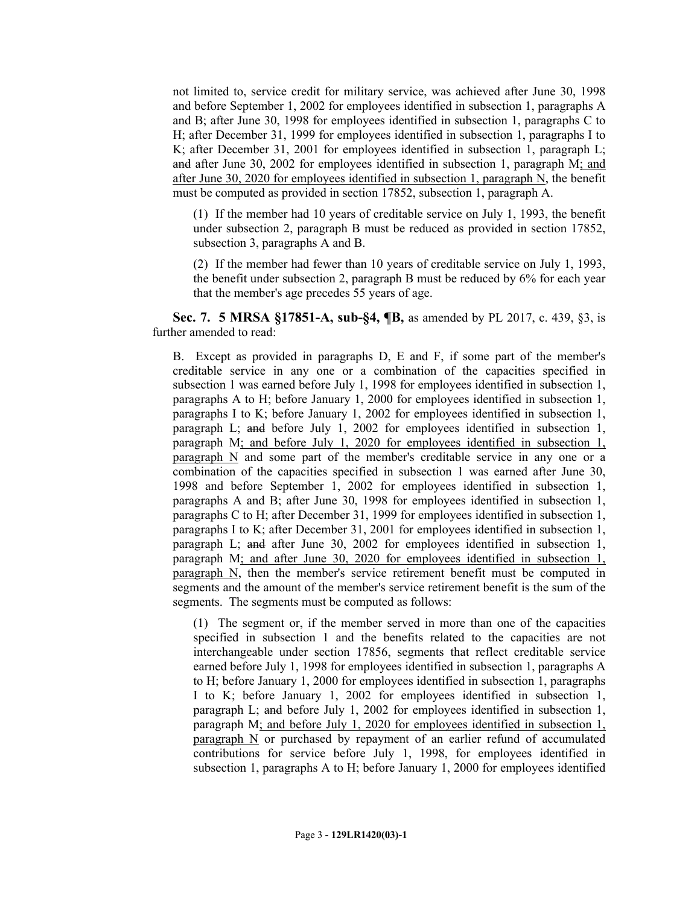not limited to, service credit for military service, was achieved after June 30, 1998 and before September 1, 2002 for employees identified in subsection 1, paragraphs A and B; after June 30, 1998 for employees identified in subsection 1, paragraphs C to H; after December 31, 1999 for employees identified in subsection 1, paragraphs I to K; after December 31, 2001 for employees identified in subsection 1, paragraph L; ~~and~~ after June 30, 2002 for employees identified in subsection 1, paragraph M; and after June 30, 2020 for employees identified in subsection 1, paragraph N, the benefit must be computed as provided in section 17852, subsection 1, paragraph A.

(1) If the member had 10 years of creditable service on July 1, 1993, the benefit under subsection 2, paragraph B must be reduced as provided in section 17852, subsection 3, paragraphs A and B.

(2) If the member had fewer than 10 years of creditable service on July 1, 1993, the benefit under subsection 2, paragraph B must be reduced by 6% for each year that the member's age precedes 55 years of age.

**Sec. 7. 5 MRSA §17851-A, sub-§4, ¶B,** as amended by PL 2017, c. 439, §3, is further amended to read:

B. Except as provided in paragraphs D, E and F, if some part of the member's creditable service in any one or a combination of the capacities specified in subsection 1 was earned before July 1, 1998 for employees identified in subsection 1, paragraphs A to H; before January 1, 2000 for employees identified in subsection 1, paragraphs I to K; before January 1, 2002 for employees identified in subsection 1, paragraph L; ~~and~~ before July 1, 2002 for employees identified in subsection 1, paragraph M; and before July 1, 2020 for employees identified in subsection 1, paragraph N and some part of the member's creditable service in any one or a combination of the capacities specified in subsection 1 was earned after June 30, 1998 and before September 1, 2002 for employees identified in subsection 1, paragraphs A and B; after June 30, 1998 for employees identified in subsection 1, paragraphs C to H; after December 31, 1999 for employees identified in subsection 1, paragraphs I to K; after December 31, 2001 for employees identified in subsection 1, paragraph L; ~~and~~ after June 30, 2002 for employees identified in subsection 1, paragraph M; and after June 30, 2020 for employees identified in subsection 1, paragraph N, then the member's service retirement benefit must be computed in segments and the amount of the member's service retirement benefit is the sum of the segments. The segments must be computed as follows:

(1) The segment or, if the member served in more than one of the capacities specified in subsection 1 and the benefits related to the capacities are not interchangeable under section 17856, segments that reflect creditable service earned before July 1, 1998 for employees identified in subsection 1, paragraphs A to H; before January 1, 2000 for employees identified in subsection 1, paragraphs I to K; before January 1, 2002 for employees identified in subsection 1, paragraph L; ~~and~~ before July 1, 2002 for employees identified in subsection 1, paragraph M; and before July 1, 2020 for employees identified in subsection 1, paragraph N or purchased by repayment of an earlier refund of accumulated contributions for service before July 1, 1998, for employees identified in subsection 1, paragraphs A to H; before January 1, 2000 for employees identified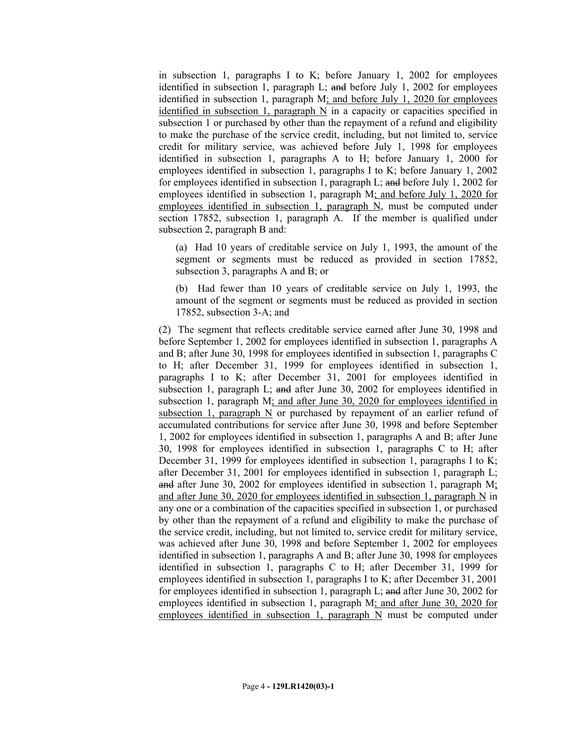in subsection 1, paragraphs I to K; before January 1, 2002 for employees identified in subsection 1, paragraph L; ~~and~~ before July 1, 2002 for employees identified in subsection 1, paragraph M<u>; and before July 1, 2020 for employees identified in subsection 1, paragraph N</u> in a capacity or capacities specified in subsection 1 or purchased by other than the repayment of a refund and eligibility to make the purchase of the service credit, including, but not limited to, service credit for military service, was achieved before July 1, 1998 for employees identified in subsection 1, paragraphs A to H; before January 1, 2000 for employees identified in subsection 1, paragraphs I to K; before January 1, 2002 for employees identified in subsection 1, paragraph L; ~~and~~ before July 1, 2002 for employees identified in subsection 1, paragraph M<u>; and before July 1, 2020 for employees identified in subsection 1, paragraph N</u>, must be computed under section 17852, subsection 1, paragraph A. If the member is qualified under subsection 2, paragraph B and:

(a) Had 10 years of creditable service on July 1, 1993, the amount of the segment or segments must be reduced as provided in section 17852, subsection 3, paragraphs A and B; or

(b) Had fewer than 10 years of creditable service on July 1, 1993, the amount of the segment or segments must be reduced as provided in section 17852, subsection 3-A; and

(2) The segment that reflects creditable service earned after June 30, 1998 and before September 1, 2002 for employees identified in subsection 1, paragraphs A and B; after June 30, 1998 for employees identified in subsection 1, paragraphs C to H; after December 31, 1999 for employees identified in subsection 1, paragraphs I to K; after December 31, 2001 for employees identified in subsection 1, paragraph L; ~~and~~ after June 30, 2002 for employees identified in subsection 1, paragraph M<u>; and after June 30, 2020 for employees identified in subsection 1, paragraph N</u> or purchased by repayment of an earlier refund of accumulated contributions for service after June 30, 1998 and before September 1, 2002 for employees identified in subsection 1, paragraphs A and B; after June 30, 1998 for employees identified in subsection 1, paragraphs C to H; after December 31, 1999 for employees identified in subsection 1, paragraphs I to K; after December 31, 2001 for employees identified in subsection 1, paragraph L; ~~and~~ after June 30, 2002 for employees identified in subsection 1, paragraph M<u>; and after June 30, 2020 for employees identified in subsection 1, paragraph N</u> in any one or a combination of the capacities specified in subsection 1, or purchased by other than the repayment of a refund and eligibility to make the purchase of the service credit, including, but not limited to, service credit for military service, was achieved after June 30, 1998 and before September 1, 2002 for employees identified in subsection 1, paragraphs A and B; after June 30, 1998 for employees identified in subsection 1, paragraphs C to H; after December 31, 1999 for employees identified in subsection 1, paragraphs I to K; after December 31, 2001 for employees identified in subsection 1, paragraph L; ~~and~~ after June 30, 2002 for employees identified in subsection 1, paragraph M<u>; and after June 30, 2020 for employees identified in subsection 1, paragraph N</u> must be computed under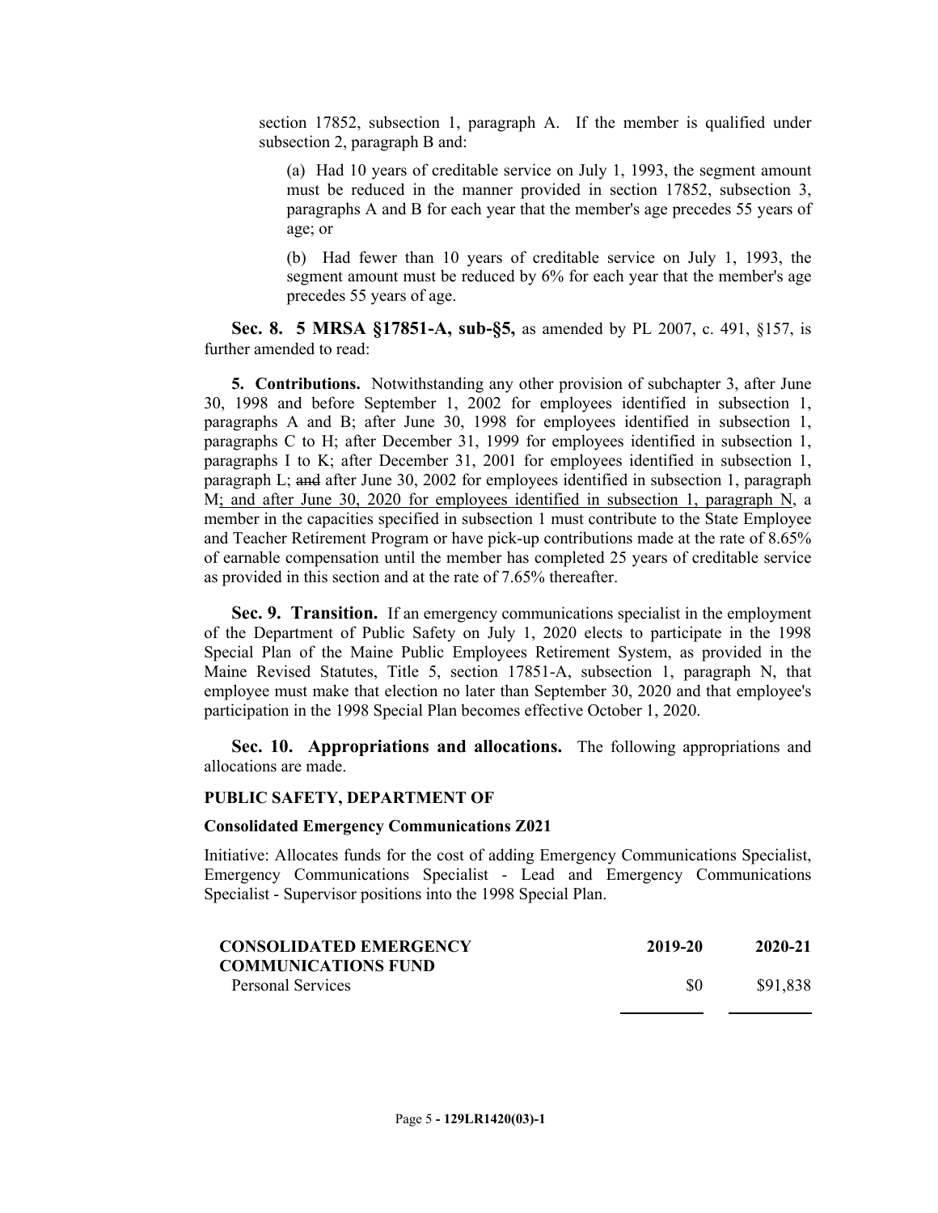section 17852, subsection 1, paragraph A. If the member is qualified under subsection 2, paragraph B and:

(a) Had 10 years of creditable service on July 1, 1993, the segment amount must be reduced in the manner provided in section 17852, subsection 3, paragraphs A and B for each year that the member's age precedes 55 years of age; or

(b) Had fewer than 10 years of creditable service on July 1, 1993, the segment amount must be reduced by 6% for each year that the member's age precedes 55 years of age.

**Sec. 8. 5 MRSA §17851-A, sub-§5,** as amended by PL 2007, c. 491, §157, is further amended to read:

**5. Contributions.** Notwithstanding any other provision of subchapter 3, after June 30, 1998 and before September 1, 2002 for employees identified in subsection 1, paragraphs A and B; after June 30, 1998 for employees identified in subsection 1, paragraphs C to H; after December 31, 1999 for employees identified in subsection 1, paragraphs I to K; after December 31, 2001 for employees identified in subsection 1, paragraph L; ~~and~~ after June 30, 2002 for employees identified in subsection 1, paragraph M; and after June 30, 2020 for employees identified in subsection 1, paragraph N, a member in the capacities specified in subsection 1 must contribute to the State Employee and Teacher Retirement Program or have pick-up contributions made at the rate of 8.65% of earnable compensation until the member has completed 25 years of creditable service as provided in this section and at the rate of 7.65% thereafter.

**Sec. 9. Transition.** If an emergency communications specialist in the employment of the Department of Public Safety on July 1, 2020 elects to participate in the 1998 Special Plan of the Maine Public Employees Retirement System, as provided in the Maine Revised Statutes, Title 5, section 17851-A, subsection 1, paragraph N, that employee must make that election no later than September 30, 2020 and that employee's participation in the 1998 Special Plan becomes effective October 1, 2020.

**Sec. 10. Appropriations and allocations.** The following appropriations and allocations are made.

**PUBLIC SAFETY, DEPARTMENT OF**

**Consolidated Emergency Communications Z021**

Initiative: Allocates funds for the cost of adding Emergency Communications Specialist, Emergency Communications Specialist - Lead and Emergency Communications Specialist - Supervisor positions into the 1998 Special Plan.

| CONSOLIDATED EMERGENCY COMMUNICATIONS FUND | 2019-20 | 2020-21 |
|---|---|---|
| Personal Services | $0 | $91,838 |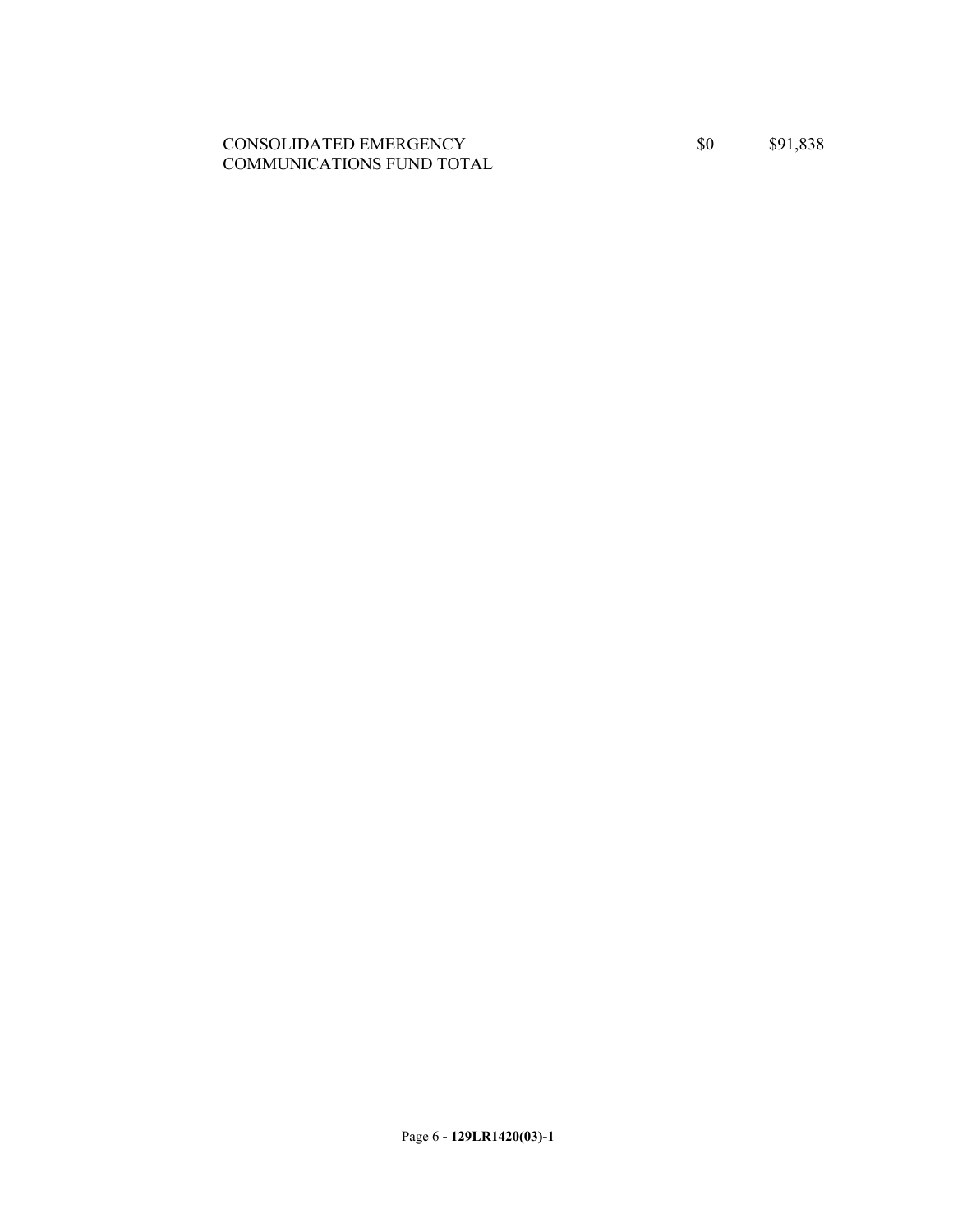| | | |
|---|---|---|
| CONSOLIDATED EMERGENCY COMMUNICATIONS FUND TOTAL | $0 | $91,838 |